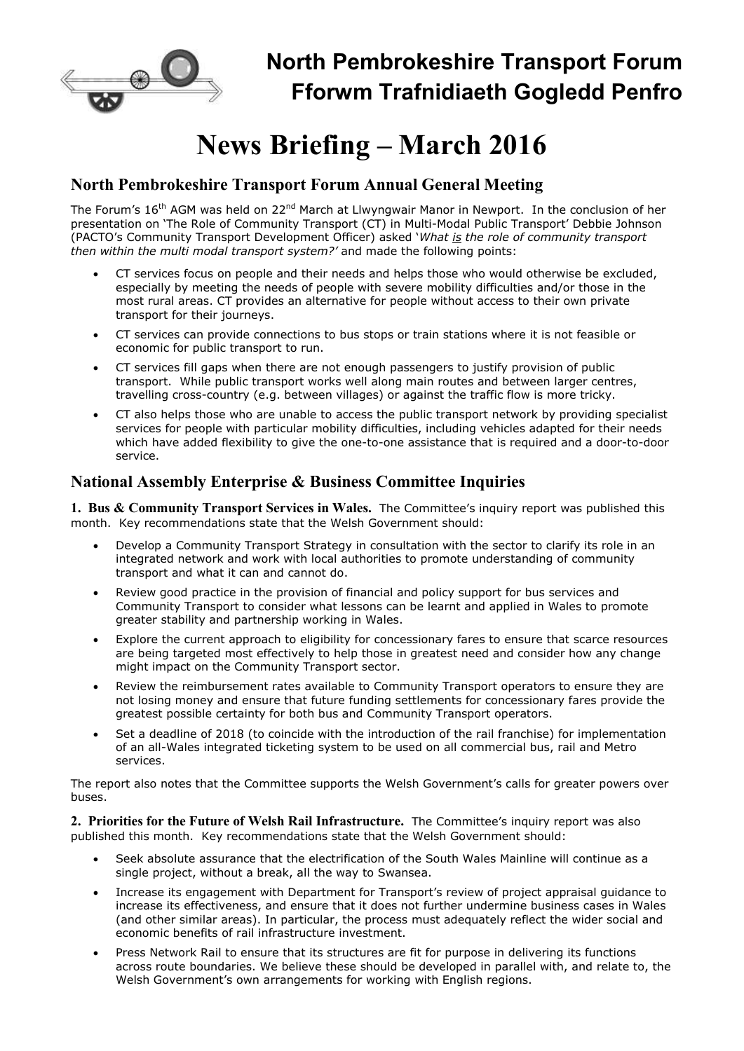# North Pembrokeshire Transport Forum
# Fforwm Trafnidiaeth Gogledd Penfro

# News Briefing – March 2016

## North Pembrokeshire Transport Forum Annual General Meeting

The Forum's 16th AGM was held on 22nd March at Llwyngwair Manor in Newport. In the conclusion of her presentation on 'The Role of Community Transport (CT) in Multi-Modal Public Transport' Debbie Johnson (PACTO's Community Transport Development Officer) asked '*What is the role of community transport then within the multi modal transport system?*' and made the following points:

- CT services focus on people and their needs and helps those who would otherwise be excluded, especially by meeting the needs of people with severe mobility difficulties and/or those in the most rural areas. CT provides an alternative for people without access to their own private transport for their journeys.
- CT services can provide connections to bus stops or train stations where it is not feasible or economic for public transport to run.
- CT services fill gaps when there are not enough passengers to justify provision of public transport. While public transport works well along main routes and between larger centres, travelling cross-country (e.g. between villages) or against the traffic flow is more tricky.
- CT also helps those who are unable to access the public transport network by providing specialist services for people with particular mobility difficulties, including vehicles adapted for their needs which have added flexibility to give the one-to-one assistance that is required and a door-to-door service.

## National Assembly Enterprise & Business Committee Inquiries

**1. Bus & Community Transport Services in Wales.** The Committee's inquiry report was published this month. Key recommendations state that the Welsh Government should:

- Develop a Community Transport Strategy in consultation with the sector to clarify its role in an integrated network and work with local authorities to promote understanding of community transport and what it can and cannot do.
- Review good practice in the provision of financial and policy support for bus services and Community Transport to consider what lessons can be learnt and applied in Wales to promote greater stability and partnership working in Wales.
- Explore the current approach to eligibility for concessionary fares to ensure that scarce resources are being targeted most effectively to help those in greatest need and consider how any change might impact on the Community Transport sector.
- Review the reimbursement rates available to Community Transport operators to ensure they are not losing money and ensure that future funding settlements for concessionary fares provide the greatest possible certainty for both bus and Community Transport operators.
- Set a deadline of 2018 (to coincide with the introduction of the rail franchise) for implementation of an all-Wales integrated ticketing system to be used on all commercial bus, rail and Metro services.

The report also notes that the Committee supports the Welsh Government's calls for greater powers over buses.

**2. Priorities for the Future of Welsh Rail Infrastructure.** The Committee's inquiry report was also published this month. Key recommendations state that the Welsh Government should:

- Seek absolute assurance that the electrification of the South Wales Mainline will continue as a single project, without a break, all the way to Swansea.
- Increase its engagement with Department for Transport's review of project appraisal guidance to increase its effectiveness, and ensure that it does not further undermine business cases in Wales (and other similar areas). In particular, the process must adequately reflect the wider social and economic benefits of rail infrastructure investment.
- Press Network Rail to ensure that its structures are fit for purpose in delivering its functions across route boundaries. We believe these should be developed in parallel with, and relate to, the Welsh Government's own arrangements for working with English regions.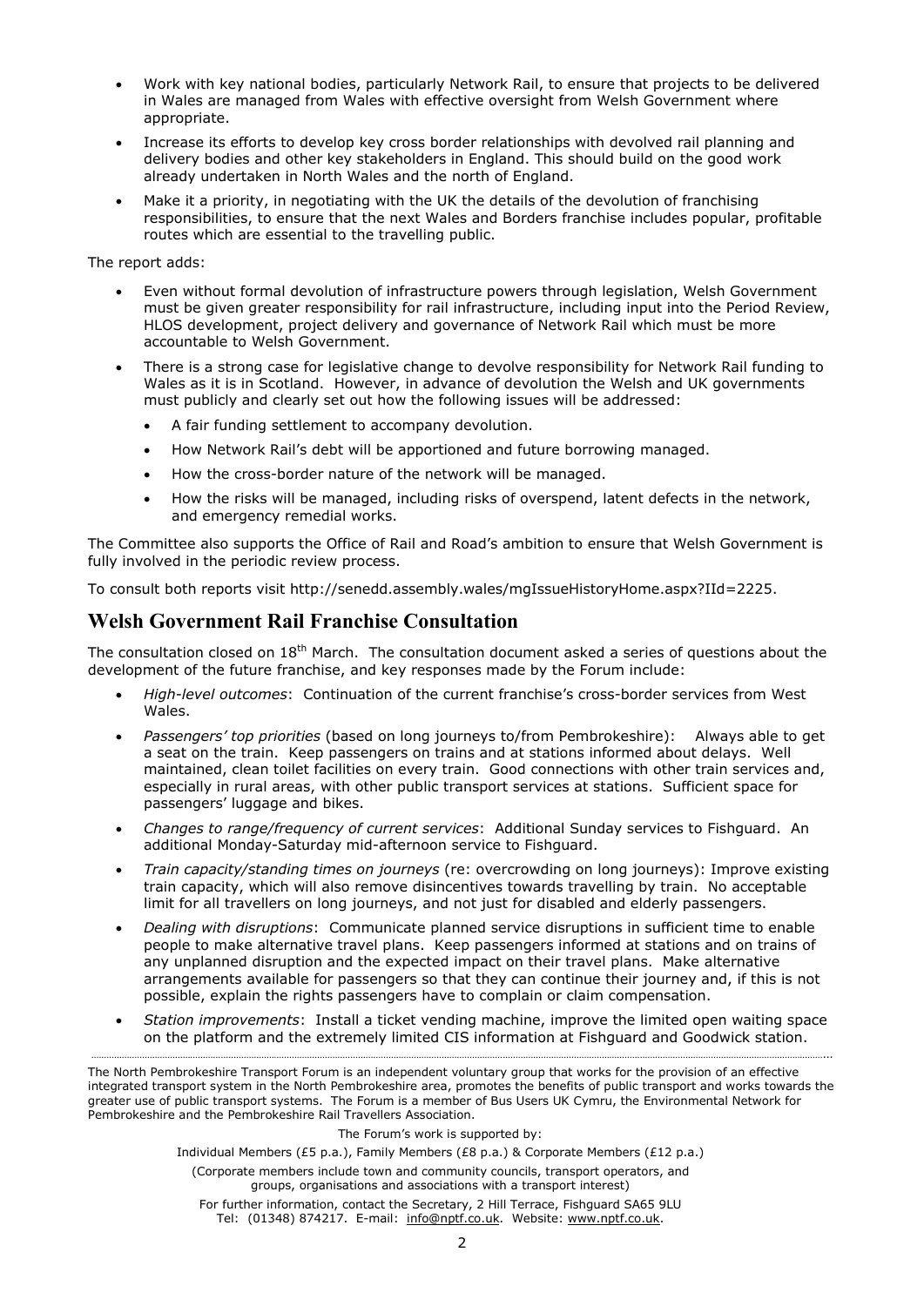- Work with key national bodies, particularly Network Rail, to ensure that projects to be delivered in Wales are managed from Wales with effective oversight from Welsh Government where appropriate.
- Increase its efforts to develop key cross border relationships with devolved rail planning and delivery bodies and other key stakeholders in England. This should build on the good work already undertaken in North Wales and the north of England.
- Make it a priority, in negotiating with the UK the details of the devolution of franchising responsibilities, to ensure that the next Wales and Borders franchise includes popular, profitable routes which are essential to the travelling public.

The report adds:

- Even without formal devolution of infrastructure powers through legislation, Welsh Government must be given greater responsibility for rail infrastructure, including input into the Period Review, HLOS development, project delivery and governance of Network Rail which must be more accountable to Welsh Government.
- There is a strong case for legislative change to devolve responsibility for Network Rail funding to Wales as it is in Scotland. However, in advance of devolution the Welsh and UK governments must publicly and clearly set out how the following issues will be addressed:
  - A fair funding settlement to accompany devolution.
  - How Network Rail's debt will be apportioned and future borrowing managed.
  - How the cross-border nature of the network will be managed.
  - How the risks will be managed, including risks of overspend, latent defects in the network, and emergency remedial works.

The Committee also supports the Office of Rail and Road's ambition to ensure that Welsh Government is fully involved in the periodic review process.

To consult both reports visit http://senedd.assembly.wales/mgIssueHistoryHome.aspx?IId=2225.

## Welsh Government Rail Franchise Consultation

The consultation closed on 18th March. The consultation document asked a series of questions about the development of the future franchise, and key responses made by the Forum include:

- *High-level outcomes*: Continuation of the current franchise's cross-border services from West Wales.
- *Passengers' top priorities* (based on long journeys to/from Pembrokeshire): Always able to get a seat on the train. Keep passengers on trains and at stations informed about delays. Well maintained, clean toilet facilities on every train. Good connections with other train services and, especially in rural areas, with other public transport services at stations. Sufficient space for passengers' luggage and bikes.
- *Changes to range/frequency of current services*: Additional Sunday services to Fishguard. An additional Monday-Saturday mid-afternoon service to Fishguard.
- *Train capacity/standing times on journeys* (re: overcrowding on long journeys): Improve existing train capacity, which will also remove disincentives towards travelling by train. No acceptable limit for all travellers on long journeys, and not just for disabled and elderly passengers.
- *Dealing with disruptions*: Communicate planned service disruptions in sufficient time to enable people to make alternative travel plans. Keep passengers informed at stations and on trains of any unplanned disruption and the expected impact on their travel plans. Make alternative arrangements available for passengers so that they can continue their journey and, if this is not possible, explain the rights passengers have to complain or claim compensation.
- *Station improvements*: Install a ticket vending machine, improve the limited open waiting space on the platform and the extremely limited CIS information at Fishguard and Goodwick station.

---

The North Pembrokeshire Transport Forum is an independent voluntary group that works for the provision of an effective integrated transport system in the North Pembrokeshire area, promotes the benefits of public transport and works towards the greater use of public transport systems. The Forum is a member of Bus Users UK Cymru, the Environmental Network for Pembrokeshire and the Pembrokeshire Rail Travellers Association.

The Forum's work is supported by:

Individual Members (£5 p.a.), Family Members (£8 p.a.) & Corporate Members (£12 p.a.)

(Corporate members include town and community councils, transport operators, and groups, organisations and associations with a transport interest)

For further information, contact the Secretary, 2 Hill Terrace, Fishguard SA65 9LU
Tel: (01348) 874217. E-mail: info@nptf.co.uk. Website: www.nptf.co.uk.